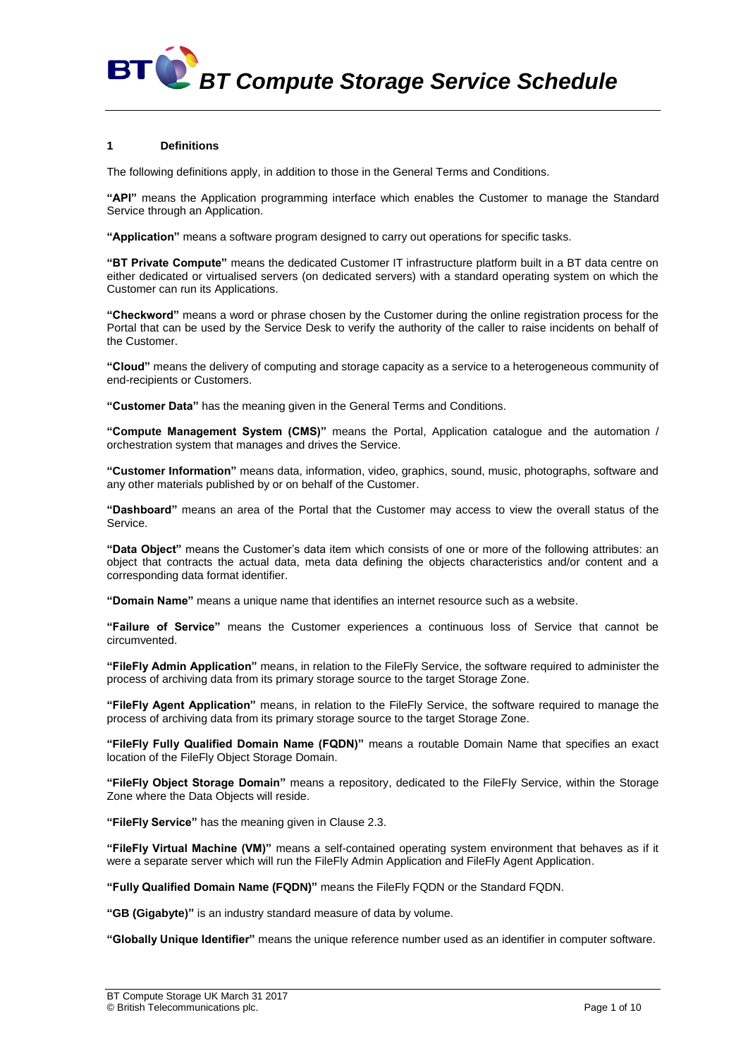# BT Compute Storage Service Schedule

## 1 Definitions

The following definitions apply, in addition to those in the General Terms and Conditions.

**"API"** means the Application programming interface which enables the Customer to manage the Standard Service through an Application.

**"Application"** means a software program designed to carry out operations for specific tasks.

**"BT Private Compute"** means the dedicated Customer IT infrastructure platform built in a BT data centre on either dedicated or virtualised servers (on dedicated servers) with a standard operating system on which the Customer can run its Applications.

**"Checkword"** means a word or phrase chosen by the Customer during the online registration process for the Portal that can be used by the Service Desk to verify the authority of the caller to raise incidents on behalf of the Customer.

**"Cloud"** means the delivery of computing and storage capacity as a service to a heterogeneous community of end-recipients or Customers.

**"Customer Data"** has the meaning given in the General Terms and Conditions.

**"Compute Management System (CMS)"** means the Portal, Application catalogue and the automation / orchestration system that manages and drives the Service.

**"Customer Information"** means data, information, video, graphics, sound, music, photographs, software and any other materials published by or on behalf of the Customer.

**"Dashboard"** means an area of the Portal that the Customer may access to view the overall status of the Service.

**"Data Object"** means the Customer's data item which consists of one or more of the following attributes: an object that contracts the actual data, meta data defining the objects characteristics and/or content and a corresponding data format identifier.

**"Domain Name"** means a unique name that identifies an internet resource such as a website.

**"Failure of Service"** means the Customer experiences a continuous loss of Service that cannot be circumvented.

**"FileFly Admin Application"** means, in relation to the FileFly Service, the software required to administer the process of archiving data from its primary storage source to the target Storage Zone.

**"FileFly Agent Application"** means, in relation to the FileFly Service, the software required to manage the process of archiving data from its primary storage source to the target Storage Zone.

**"FileFly Fully Qualified Domain Name (FQDN)"** means a routable Domain Name that specifies an exact location of the FileFly Object Storage Domain.

**"FileFly Object Storage Domain"** means a repository, dedicated to the FileFly Service, within the Storage Zone where the Data Objects will reside.

**"FileFly Service"** has the meaning given in Clause 2.3.

**"FileFly Virtual Machine (VM)"** means a self-contained operating system environment that behaves as if it were a separate server which will run the FileFly Admin Application and FileFly Agent Application.

**"Fully Qualified Domain Name (FQDN)"** means the FileFly FQDN or the Standard FQDN.

**"GB (Gigabyte)"** is an industry standard measure of data by volume.

**"Globally Unique Identifier"** means the unique reference number used as an identifier in computer software.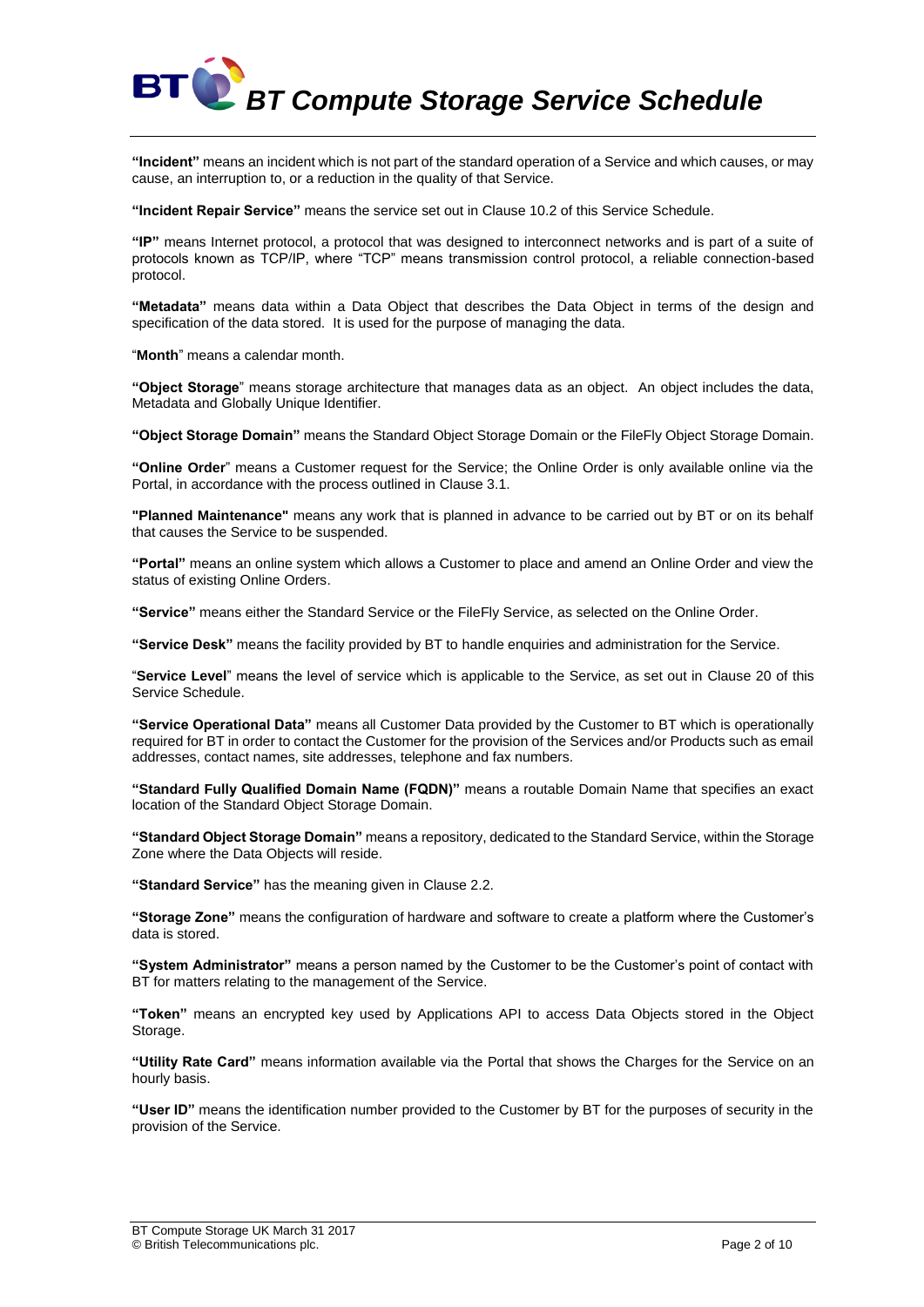**"Incident"** means an incident which is not part of the standard operation of a Service and which causes, or may cause, an interruption to, or a reduction in the quality of that Service.

**"Incident Repair Service"** means the service set out in Clause 10.2 of this Service Schedule.

**"IP"** means Internet protocol, a protocol that was designed to interconnect networks and is part of a suite of protocols known as TCP/IP, where "TCP" means transmission control protocol, a reliable connection-based protocol.

**"Metadata"** means data within a Data Object that describes the Data Object in terms of the design and specification of the data stored. It is used for the purpose of managing the data.

"**Month**" means a calendar month.

**"Object Storage**" means storage architecture that manages data as an object. An object includes the data, Metadata and Globally Unique Identifier.

**"Object Storage Domain"** means the Standard Object Storage Domain or the FileFly Object Storage Domain.

**"Online Order**" means a Customer request for the Service; the Online Order is only available online via the Portal, in accordance with the process outlined in Clause 3.1.

**"Planned Maintenance"** means any work that is planned in advance to be carried out by BT or on its behalf that causes the Service to be suspended.

**"Portal"** means an online system which allows a Customer to place and amend an Online Order and view the status of existing Online Orders.

**"Service"** means either the Standard Service or the FileFly Service, as selected on the Online Order.

**"Service Desk"** means the facility provided by BT to handle enquiries and administration for the Service.

"**Service Level**" means the level of service which is applicable to the Service, as set out in Clause 20 of this Service Schedule.

**"Service Operational Data"** means all Customer Data provided by the Customer to BT which is operationally required for BT in order to contact the Customer for the provision of the Services and/or Products such as email addresses, contact names, site addresses, telephone and fax numbers.

**"Standard Fully Qualified Domain Name (FQDN)"** means a routable Domain Name that specifies an exact location of the Standard Object Storage Domain.

**"Standard Object Storage Domain"** means a repository, dedicated to the Standard Service, within the Storage Zone where the Data Objects will reside.

**"Standard Service"** has the meaning given in Clause 2.2.

**"Storage Zone"** means the configuration of hardware and software to create a platform where the Customer's data is stored.

**"System Administrator"** means a person named by the Customer to be the Customer's point of contact with BT for matters relating to the management of the Service.

**"Token"** means an encrypted key used by Applications API to access Data Objects stored in the Object Storage.

**"Utility Rate Card"** means information available via the Portal that shows the Charges for the Service on an hourly basis.

**"User ID"** means the identification number provided to the Customer by BT for the purposes of security in the provision of the Service.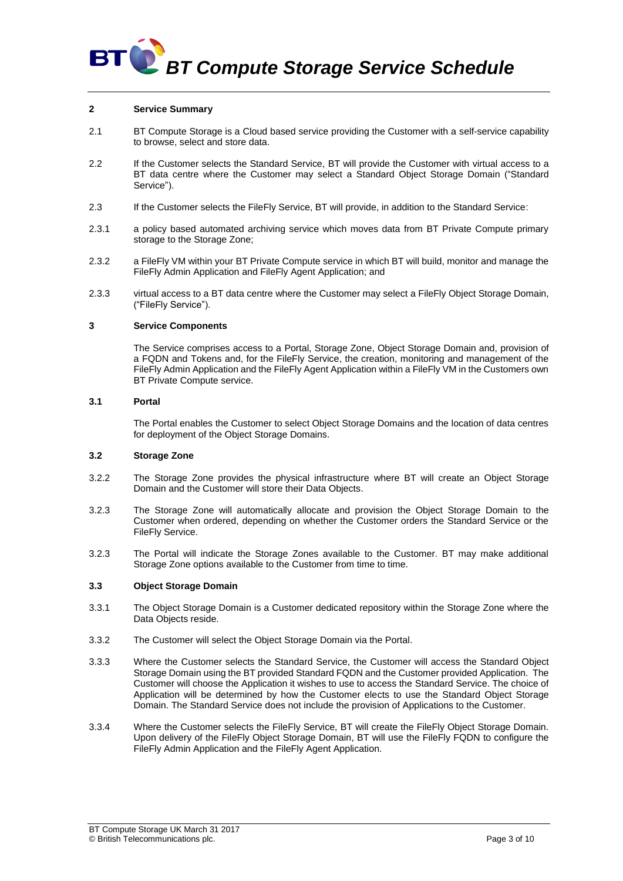## 2 Service Summary

2.1 BT Compute Storage is a Cloud based service providing the Customer with a self-service capability to browse, select and store data.

2.2 If the Customer selects the Standard Service, BT will provide the Customer with virtual access to a BT data centre where the Customer may select a Standard Object Storage Domain ("Standard Service").

2.3 If the Customer selects the FileFly Service, BT will provide, in addition to the Standard Service:

2.3.1 a policy based automated archiving service which moves data from BT Private Compute primary storage to the Storage Zone;

2.3.2 a FileFly VM within your BT Private Compute service in which BT will build, monitor and manage the FileFly Admin Application and FileFly Agent Application; and

2.3.3 virtual access to a BT data centre where the Customer may select a FileFly Object Storage Domain, ("FileFly Service").

## 3 Service Components

The Service comprises access to a Portal, Storage Zone, Object Storage Domain and, provision of a FQDN and Tokens and, for the FileFly Service, the creation, monitoring and management of the FileFly Admin Application and the FileFly Agent Application within a FileFly VM in the Customers own BT Private Compute service.

### 3.1 Portal

The Portal enables the Customer to select Object Storage Domains and the location of data centres for deployment of the Object Storage Domains.

### 3.2 Storage Zone

3.2.2 The Storage Zone provides the physical infrastructure where BT will create an Object Storage Domain and the Customer will store their Data Objects.

3.2.3 The Storage Zone will automatically allocate and provision the Object Storage Domain to the Customer when ordered, depending on whether the Customer orders the Standard Service or the FileFly Service.

3.2.3 The Portal will indicate the Storage Zones available to the Customer. BT may make additional Storage Zone options available to the Customer from time to time.

### 3.3 Object Storage Domain

3.3.1 The Object Storage Domain is a Customer dedicated repository within the Storage Zone where the Data Objects reside.

3.3.2 The Customer will select the Object Storage Domain via the Portal.

3.3.3 Where the Customer selects the Standard Service, the Customer will access the Standard Object Storage Domain using the BT provided Standard FQDN and the Customer provided Application. The Customer will choose the Application it wishes to use to access the Standard Service. The choice of Application will be determined by how the Customer elects to use the Standard Object Storage Domain. The Standard Service does not include the provision of Applications to the Customer.

3.3.4 Where the Customer selects the FileFly Service, BT will create the FileFly Object Storage Domain. Upon delivery of the FileFly Object Storage Domain, BT will use the FileFly FQDN to configure the FileFly Admin Application and the FileFly Agent Application.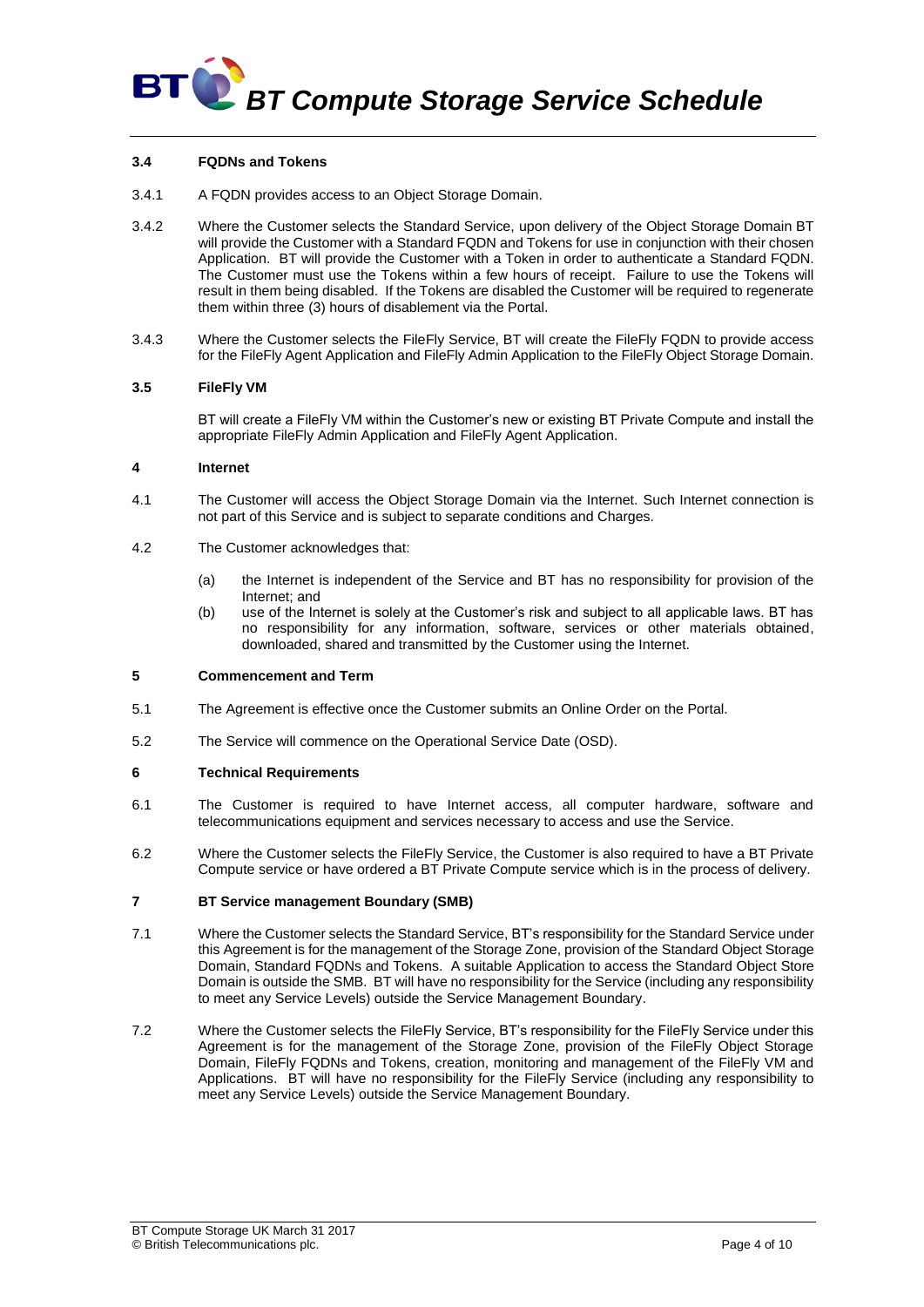### 3.4 FQDNs and Tokens

3.4.1 A FQDN provides access to an Object Storage Domain.

3.4.2 Where the Customer selects the Standard Service, upon delivery of the Object Storage Domain BT will provide the Customer with a Standard FQDN and Tokens for use in conjunction with their chosen Application. BT will provide the Customer with a Token in order to authenticate a Standard FQDN. The Customer must use the Tokens within a few hours of receipt. Failure to use the Tokens will result in them being disabled. If the Tokens are disabled the Customer will be required to regenerate them within three (3) hours of disablement via the Portal.

3.4.3 Where the Customer selects the FileFly Service, BT will create the FileFly FQDN to provide access for the FileFly Agent Application and FileFly Admin Application to the FileFly Object Storage Domain.

### 3.5 FileFly VM

BT will create a FileFly VM within the Customer's new or existing BT Private Compute and install the appropriate FileFly Admin Application and FileFly Agent Application.

## 4 Internet

4.1 The Customer will access the Object Storage Domain via the Internet. Such Internet connection is not part of this Service and is subject to separate conditions and Charges.

4.2 The Customer acknowledges that:

(a) the Internet is independent of the Service and BT has no responsibility for provision of the Internet; and

(b) use of the Internet is solely at the Customer's risk and subject to all applicable laws. BT has no responsibility for any information, software, services or other materials obtained, downloaded, shared and transmitted by the Customer using the Internet.

## 5 Commencement and Term

5.1 The Agreement is effective once the Customer submits an Online Order on the Portal.

5.2 The Service will commence on the Operational Service Date (OSD).

## 6 Technical Requirements

6.1 The Customer is required to have Internet access, all computer hardware, software and telecommunications equipment and services necessary to access and use the Service.

6.2 Where the Customer selects the FileFly Service, the Customer is also required to have a BT Private Compute service or have ordered a BT Private Compute service which is in the process of delivery.

## 7 BT Service management Boundary (SMB)

7.1 Where the Customer selects the Standard Service, BT's responsibility for the Standard Service under this Agreement is for the management of the Storage Zone, provision of the Standard Object Storage Domain, Standard FQDNs and Tokens. A suitable Application to access the Standard Object Store Domain is outside the SMB. BT will have no responsibility for the Service (including any responsibility to meet any Service Levels) outside the Service Management Boundary.

7.2 Where the Customer selects the FileFly Service, BT's responsibility for the FileFly Service under this Agreement is for the management of the Storage Zone, provision of the FileFly Object Storage Domain, FileFly FQDNs and Tokens, creation, monitoring and management of the FileFly VM and Applications. BT will have no responsibility for the FileFly Service (including any responsibility to meet any Service Levels) outside the Service Management Boundary.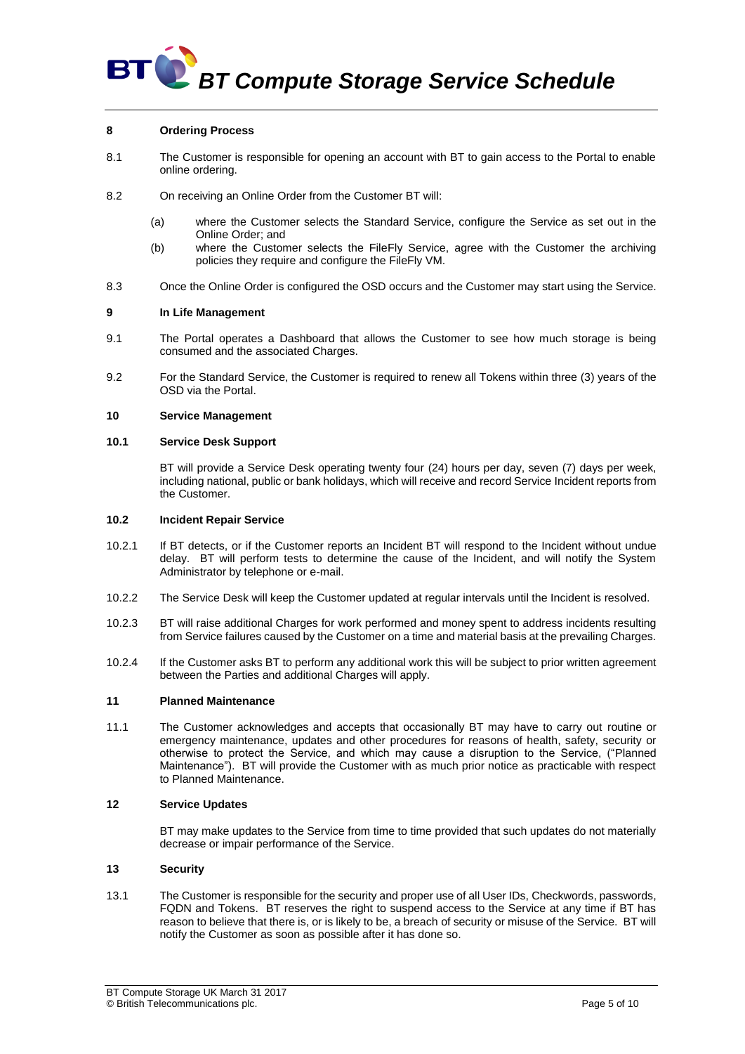## 8 Ordering Process

8.1 The Customer is responsible for opening an account with BT to gain access to the Portal to enable online ordering.

8.2 On receiving an Online Order from the Customer BT will:

(a) where the Customer selects the Standard Service, configure the Service as set out in the Online Order; and

(b) where the Customer selects the FileFly Service, agree with the Customer the archiving policies they require and configure the FileFly VM.

8.3 Once the Online Order is configured the OSD occurs and the Customer may start using the Service.

## 9 In Life Management

9.1 The Portal operates a Dashboard that allows the Customer to see how much storage is being consumed and the associated Charges.

9.2 For the Standard Service, the Customer is required to renew all Tokens within three (3) years of the OSD via the Portal.

## 10 Service Management

### 10.1 Service Desk Support

BT will provide a Service Desk operating twenty four (24) hours per day, seven (7) days per week, including national, public or bank holidays, which will receive and record Service Incident reports from the Customer.

### 10.2 Incident Repair Service

10.2.1 If BT detects, or if the Customer reports an Incident BT will respond to the Incident without undue delay. BT will perform tests to determine the cause of the Incident, and will notify the System Administrator by telephone or e-mail.

10.2.2 The Service Desk will keep the Customer updated at regular intervals until the Incident is resolved.

10.2.3 BT will raise additional Charges for work performed and money spent to address incidents resulting from Service failures caused by the Customer on a time and material basis at the prevailing Charges.

10.2.4 If the Customer asks BT to perform any additional work this will be subject to prior written agreement between the Parties and additional Charges will apply.

## 11 Planned Maintenance

11.1 The Customer acknowledges and accepts that occasionally BT may have to carry out routine or emergency maintenance, updates and other procedures for reasons of health, safety, security or otherwise to protect the Service, and which may cause a disruption to the Service, ("Planned Maintenance"). BT will provide the Customer with as much prior notice as practicable with respect to Planned Maintenance.

## 12 Service Updates

BT may make updates to the Service from time to time provided that such updates do not materially decrease or impair performance of the Service.

## 13 Security

13.1 The Customer is responsible for the security and proper use of all User IDs, Checkwords, passwords, FQDN and Tokens. BT reserves the right to suspend access to the Service at any time if BT has reason to believe that there is, or is likely to be, a breach of security or misuse of the Service. BT will notify the Customer as soon as possible after it has done so.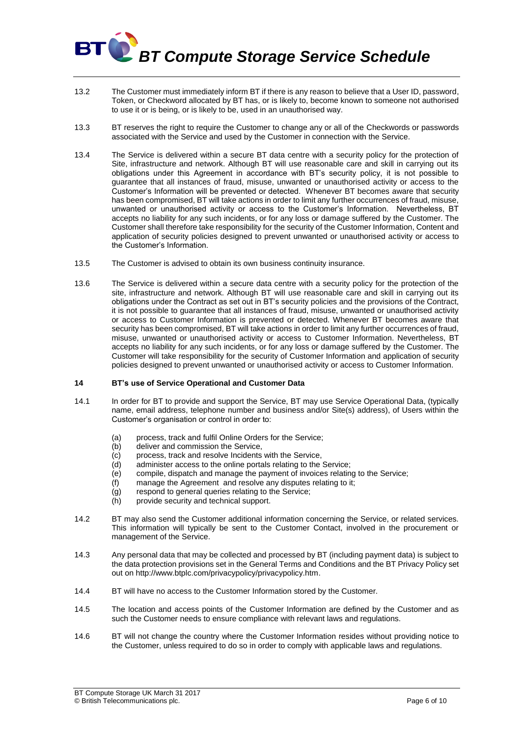13.2 The Customer must immediately inform BT if there is any reason to believe that a User ID, password, Token, or Checkword allocated by BT has, or is likely to, become known to someone not authorised to use it or is being, or is likely to be, used in an unauthorised way.

13.3 BT reserves the right to require the Customer to change any or all of the Checkwords or passwords associated with the Service and used by the Customer in connection with the Service.

13.4 The Service is delivered within a secure BT data centre with a security policy for the protection of Site, infrastructure and network. Although BT will use reasonable care and skill in carrying out its obligations under this Agreement in accordance with BT's security policy, it is not possible to guarantee that all instances of fraud, misuse, unwanted or unauthorised activity or access to the Customer's Information will be prevented or detected. Whenever BT becomes aware that security has been compromised, BT will take actions in order to limit any further occurrences of fraud, misuse, unwanted or unauthorised activity or access to the Customer's Information. Nevertheless, BT accepts no liability for any such incidents, or for any loss or damage suffered by the Customer. The Customer shall therefore take responsibility for the security of the Customer Information, Content and application of security policies designed to prevent unwanted or unauthorised activity or access to the Customer's Information.

13.5 The Customer is advised to obtain its own business continuity insurance.

13.6 The Service is delivered within a secure data centre with a security policy for the protection of the site, infrastructure and network. Although BT will use reasonable care and skill in carrying out its obligations under the Contract as set out in BT's security policies and the provisions of the Contract, it is not possible to guarantee that all instances of fraud, misuse, unwanted or unauthorised activity or access to Customer Information is prevented or detected. Whenever BT becomes aware that security has been compromised, BT will take actions in order to limit any further occurrences of fraud, misuse, unwanted or unauthorised activity or access to Customer Information. Nevertheless, BT accepts no liability for any such incidents, or for any loss or damage suffered by the Customer. The Customer will take responsibility for the security of Customer Information and application of security policies designed to prevent unwanted or unauthorised activity or access to Customer Information.

## 14 BT's use of Service Operational and Customer Data

14.1 In order for BT to provide and support the Service, BT may use Service Operational Data, (typically name, email address, telephone number and business and/or Site(s) address), of Users within the Customer's organisation or control in order to:

- (a) process, track and fulfil Online Orders for the Service;
- (b) deliver and commission the Service,
- (c) process, track and resolve Incidents with the Service,
- (d) administer access to the online portals relating to the Service;
- (e) compile, dispatch and manage the payment of invoices relating to the Service;
- (f) manage the Agreement and resolve any disputes relating to it;
- (g) respond to general queries relating to the Service;
- (h) provide security and technical support.

14.2 BT may also send the Customer additional information concerning the Service, or related services. This information will typically be sent to the Customer Contact, involved in the procurement or management of the Service.

14.3 Any personal data that may be collected and processed by BT (including payment data) is subject to the data protection provisions set in the General Terms and Conditions and the BT Privacy Policy set out on http://www.btplc.com/privacypolicy/privacypolicy.htm.

14.4 BT will have no access to the Customer Information stored by the Customer.

14.5 The location and access points of the Customer Information are defined by the Customer and as such the Customer needs to ensure compliance with relevant laws and regulations.

14.6 BT will not change the country where the Customer Information resides without providing notice to the Customer, unless required to do so in order to comply with applicable laws and regulations.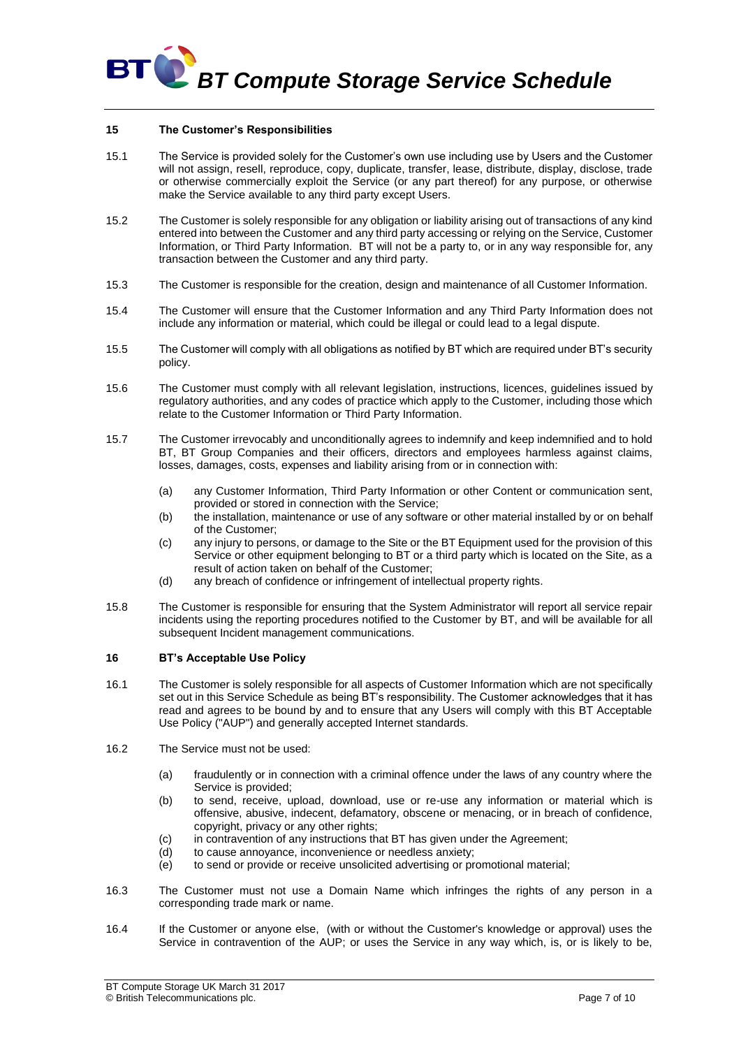## 15 The Customer's Responsibilities

15.1 The Service is provided solely for the Customer's own use including use by Users and the Customer will not assign, resell, reproduce, copy, duplicate, transfer, lease, distribute, display, disclose, trade or otherwise commercially exploit the Service (or any part thereof) for any purpose, or otherwise make the Service available to any third party except Users.

15.2 The Customer is solely responsible for any obligation or liability arising out of transactions of any kind entered into between the Customer and any third party accessing or relying on the Service, Customer Information, or Third Party Information. BT will not be a party to, or in any way responsible for, any transaction between the Customer and any third party.

15.3 The Customer is responsible for the creation, design and maintenance of all Customer Information.

15.4 The Customer will ensure that the Customer Information and any Third Party Information does not include any information or material, which could be illegal or could lead to a legal dispute.

15.5 The Customer will comply with all obligations as notified by BT which are required under BT's security policy.

15.6 The Customer must comply with all relevant legislation, instructions, licences, guidelines issued by regulatory authorities, and any codes of practice which apply to the Customer, including those which relate to the Customer Information or Third Party Information.

15.7 The Customer irrevocably and unconditionally agrees to indemnify and keep indemnified and to hold BT, BT Group Companies and their officers, directors and employees harmless against claims, losses, damages, costs, expenses and liability arising from or in connection with:

- (a) any Customer Information, Third Party Information or other Content or communication sent, provided or stored in connection with the Service;
- (b) the installation, maintenance or use of any software or other material installed by or on behalf of the Customer;
- (c) any injury to persons, or damage to the Site or the BT Equipment used for the provision of this Service or other equipment belonging to BT or a third party which is located on the Site, as a result of action taken on behalf of the Customer;
- (d) any breach of confidence or infringement of intellectual property rights.

15.8 The Customer is responsible for ensuring that the System Administrator will report all service repair incidents using the reporting procedures notified to the Customer by BT, and will be available for all subsequent Incident management communications.

## 16 BT's Acceptable Use Policy

16.1 The Customer is solely responsible for all aspects of Customer Information which are not specifically set out in this Service Schedule as being BT's responsibility. The Customer acknowledges that it has read and agrees to be bound by and to ensure that any Users will comply with this BT Acceptable Use Policy ("AUP") and generally accepted Internet standards.

16.2 The Service must not be used:

- (a) fraudulently or in connection with a criminal offence under the laws of any country where the Service is provided;
- (b) to send, receive, upload, download, use or re-use any information or material which is offensive, abusive, indecent, defamatory, obscene or menacing, or in breach of confidence, copyright, privacy or any other rights;
- (c) in contravention of any instructions that BT has given under the Agreement;
- (d) to cause annoyance, inconvenience or needless anxiety;
- (e) to send or provide or receive unsolicited advertising or promotional material;

16.3 The Customer must not use a Domain Name which infringes the rights of any person in a corresponding trade mark or name.

16.4 If the Customer or anyone else, (with or without the Customer's knowledge or approval) uses the Service in contravention of the AUP; or uses the Service in any way which, is, or is likely to be,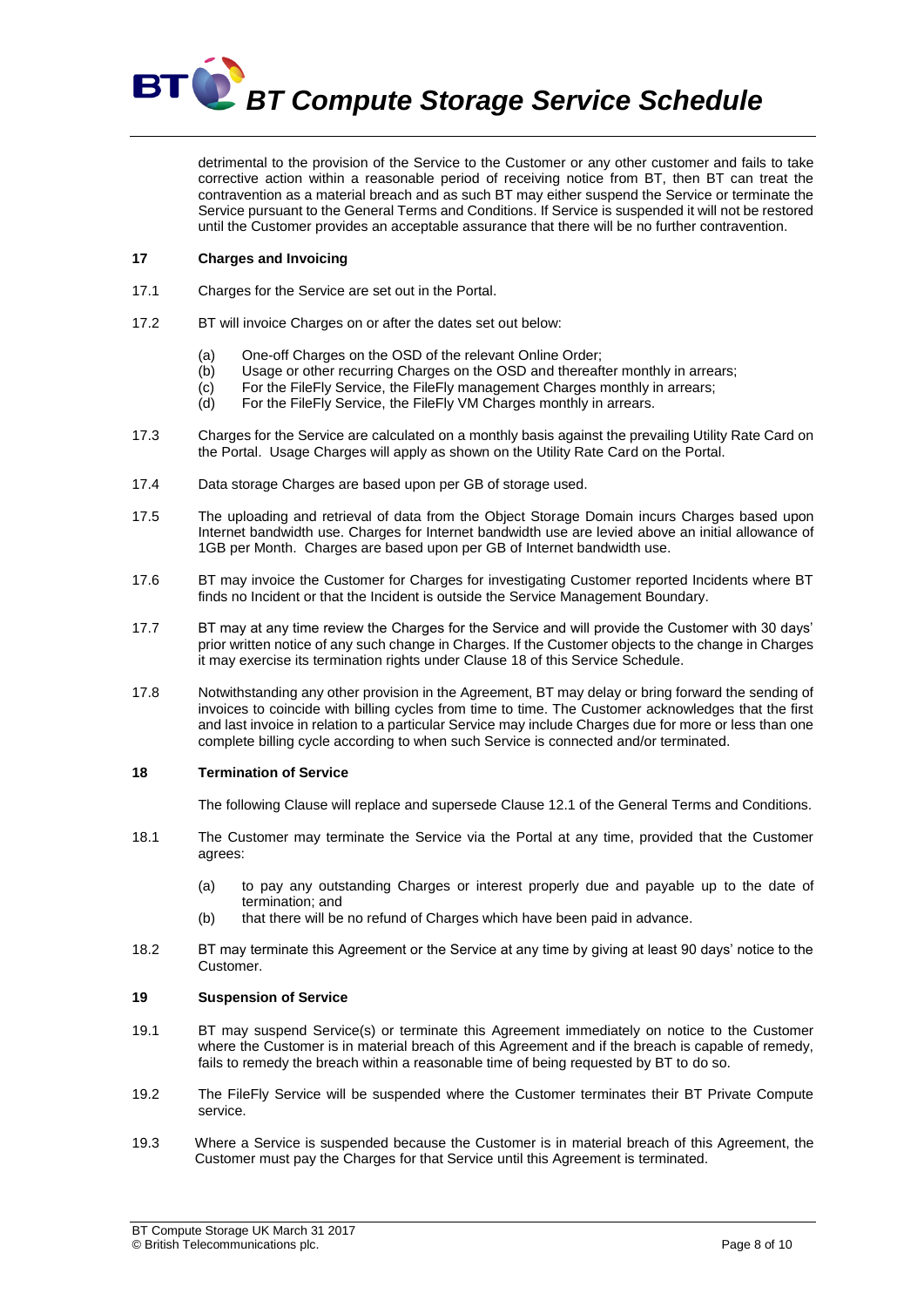detrimental to the provision of the Service to the Customer or any other customer and fails to take corrective action within a reasonable period of receiving notice from BT, then BT can treat the contravention as a material breach and as such BT may either suspend the Service or terminate the Service pursuant to the General Terms and Conditions. If Service is suspended it will not be restored until the Customer provides an acceptable assurance that there will be no further contravention.

## 17 Charges and Invoicing

17.1 Charges for the Service are set out in the Portal.

17.2 BT will invoice Charges on or after the dates set out below:

(a) One-off Charges on the OSD of the relevant Online Order;
(b) Usage or other recurring Charges on the OSD and thereafter monthly in arrears;
(c) For the FileFly Service, the FileFly management Charges monthly in arrears;
(d) For the FileFly Service, the FileFly VM Charges monthly in arrears.

17.3 Charges for the Service are calculated on a monthly basis against the prevailing Utility Rate Card on the Portal. Usage Charges will apply as shown on the Utility Rate Card on the Portal.

17.4 Data storage Charges are based upon per GB of storage used.

17.5 The uploading and retrieval of data from the Object Storage Domain incurs Charges based upon Internet bandwidth use. Charges for Internet bandwidth use are levied above an initial allowance of 1GB per Month. Charges are based upon per GB of Internet bandwidth use.

17.6 BT may invoice the Customer for Charges for investigating Customer reported Incidents where BT finds no Incident or that the Incident is outside the Service Management Boundary.

17.7 BT may at any time review the Charges for the Service and will provide the Customer with 30 days' prior written notice of any such change in Charges. If the Customer objects to the change in Charges it may exercise its termination rights under Clause 18 of this Service Schedule.

17.8 Notwithstanding any other provision in the Agreement, BT may delay or bring forward the sending of invoices to coincide with billing cycles from time to time. The Customer acknowledges that the first and last invoice in relation to a particular Service may include Charges due for more or less than one complete billing cycle according to when such Service is connected and/or terminated.

## 18 Termination of Service

The following Clause will replace and supersede Clause 12.1 of the General Terms and Conditions.

18.1 The Customer may terminate the Service via the Portal at any time, provided that the Customer agrees:

(a) to pay any outstanding Charges or interest properly due and payable up to the date of termination; and
(b) that there will be no refund of Charges which have been paid in advance.

18.2 BT may terminate this Agreement or the Service at any time by giving at least 90 days' notice to the Customer.

## 19 Suspension of Service

19.1 BT may suspend Service(s) or terminate this Agreement immediately on notice to the Customer where the Customer is in material breach of this Agreement and if the breach is capable of remedy, fails to remedy the breach within a reasonable time of being requested by BT to do so.

19.2 The FileFly Service will be suspended where the Customer terminates their BT Private Compute service.

19.3 Where a Service is suspended because the Customer is in material breach of this Agreement, the Customer must pay the Charges for that Service until this Agreement is terminated.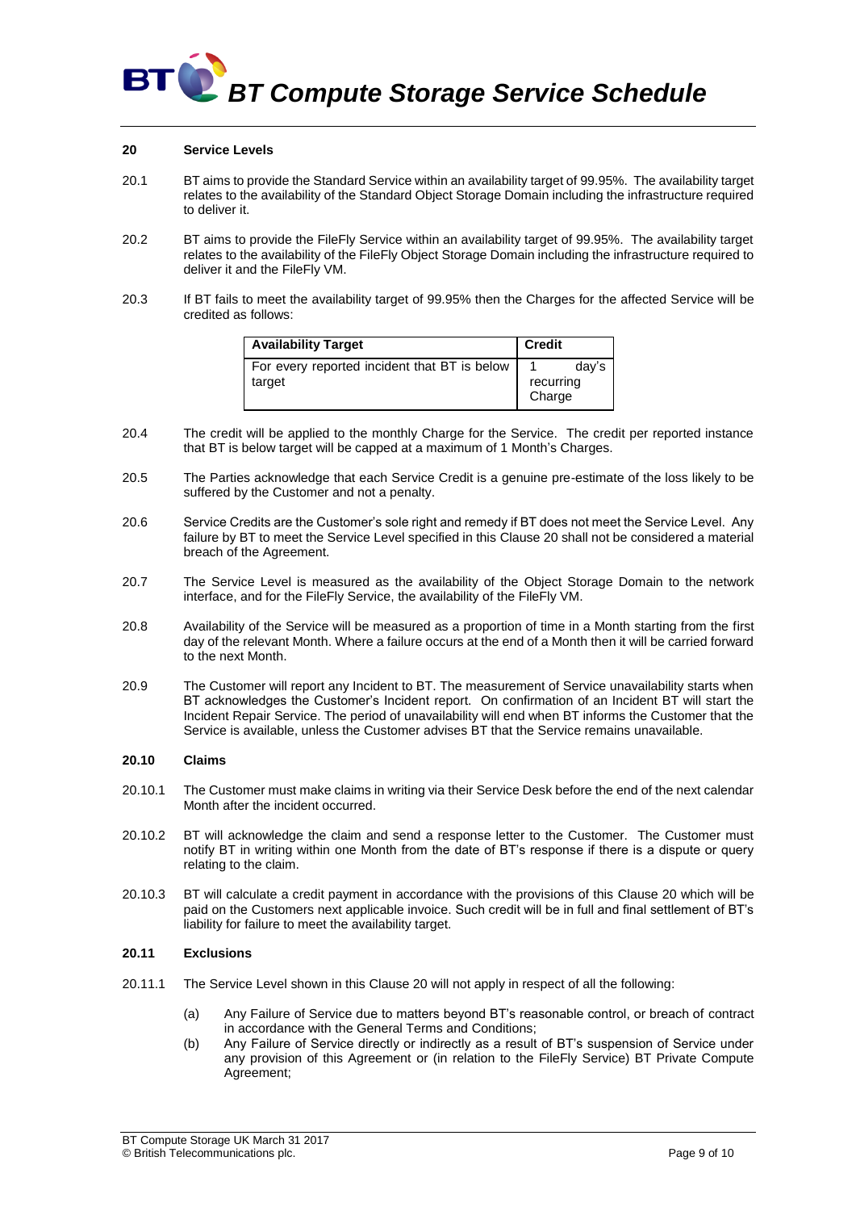## 20 Service Levels

20.1 BT aims to provide the Standard Service within an availability target of 99.95%. The availability target relates to the availability of the Standard Object Storage Domain including the infrastructure required to deliver it.

20.2 BT aims to provide the FileFly Service within an availability target of 99.95%. The availability target relates to the availability of the FileFly Object Storage Domain including the infrastructure required to deliver it and the FileFly VM.

20.3 If BT fails to meet the availability target of 99.95% then the Charges for the affected Service will be credited as follows:

| Availability Target | Credit |
| --- | --- |
| For every reported incident that BT is below target | 1 day's recurring Charge |

20.4 The credit will be applied to the monthly Charge for the Service. The credit per reported instance that BT is below target will be capped at a maximum of 1 Month's Charges.

20.5 The Parties acknowledge that each Service Credit is a genuine pre-estimate of the loss likely to be suffered by the Customer and not a penalty.

20.6 Service Credits are the Customer's sole right and remedy if BT does not meet the Service Level. Any failure by BT to meet the Service Level specified in this Clause 20 shall not be considered a material breach of the Agreement.

20.7 The Service Level is measured as the availability of the Object Storage Domain to the network interface, and for the FileFly Service, the availability of the FileFly VM.

20.8 Availability of the Service will be measured as a proportion of time in a Month starting from the first day of the relevant Month. Where a failure occurs at the end of a Month then it will be carried forward to the next Month.

20.9 The Customer will report any Incident to BT. The measurement of Service unavailability starts when BT acknowledges the Customer's Incident report. On confirmation of an Incident BT will start the Incident Repair Service. The period of unavailability will end when BT informs the Customer that the Service is available, unless the Customer advises BT that the Service remains unavailable.

### 20.10 Claims

20.10.1 The Customer must make claims in writing via their Service Desk before the end of the next calendar Month after the incident occurred.

20.10.2 BT will acknowledge the claim and send a response letter to the Customer. The Customer must notify BT in writing within one Month from the date of BT's response if there is a dispute or query relating to the claim.

20.10.3 BT will calculate a credit payment in accordance with the provisions of this Clause 20 which will be paid on the Customers next applicable invoice. Such credit will be in full and final settlement of BT's liability for failure to meet the availability target.

### 20.11 Exclusions

20.11.1 The Service Level shown in this Clause 20 will not apply in respect of all the following:

(a) Any Failure of Service due to matters beyond BT's reasonable control, or breach of contract in accordance with the General Terms and Conditions;

(b) Any Failure of Service directly or indirectly as a result of BT's suspension of Service under any provision of this Agreement or (in relation to the FileFly Service) BT Private Compute Agreement;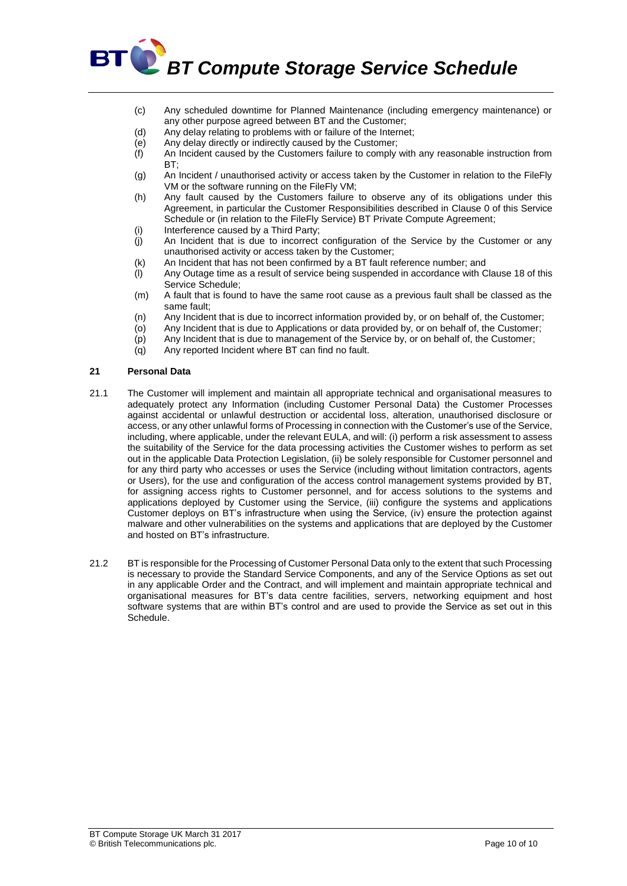(c) Any scheduled downtime for Planned Maintenance (including emergency maintenance) or any other purpose agreed between BT and the Customer;
(d) Any delay relating to problems with or failure of the Internet;
(e) Any delay directly or indirectly caused by the Customer;
(f) An Incident caused by the Customers failure to comply with any reasonable instruction from BT;
(g) An Incident / unauthorised activity or access taken by the Customer in relation to the FileFly VM or the software running on the FileFly VM;
(h) Any fault caused by the Customers failure to observe any of its obligations under this Agreement, in particular the Customer Responsibilities described in Clause 0 of this Service Schedule or (in relation to the FileFly Service) BT Private Compute Agreement;
(i) Interference caused by a Third Party;
(j) An Incident that is due to incorrect configuration of the Service by the Customer or any unauthorised activity or access taken by the Customer;
(k) An Incident that has not been confirmed by a BT fault reference number; and
(l) Any Outage time as a result of service being suspended in accordance with Clause 18 of this Service Schedule;
(m) A fault that is found to have the same root cause as a previous fault shall be classed as the same fault;
(n) Any Incident that is due to incorrect information provided by, or on behalf of, the Customer;
(o) Any Incident that is due to Applications or data provided by, or on behalf of, the Customer;
(p) Any Incident that is due to management of the Service by, or on behalf of, the Customer;
(q) Any reported Incident where BT can find no fault.

## 21 Personal Data

21.1 The Customer will implement and maintain all appropriate technical and organisational measures to adequately protect any Information (including Customer Personal Data) the Customer Processes against accidental or unlawful destruction or accidental loss, alteration, unauthorised disclosure or access, or any other unlawful forms of Processing in connection with the Customer's use of the Service, including, where applicable, under the relevant EULA, and will: (i) perform a risk assessment to assess the suitability of the Service for the data processing activities the Customer wishes to perform as set out in the applicable Data Protection Legislation, (ii) be solely responsible for Customer personnel and for any third party who accesses or uses the Service (including without limitation contractors, agents or Users), for the use and configuration of the access control management systems provided by BT, for assigning access rights to Customer personnel, and for access solutions to the systems and applications deployed by Customer using the Service, (iii) configure the systems and applications Customer deploys on BT's infrastructure when using the Service, (iv) ensure the protection against malware and other vulnerabilities on the systems and applications that are deployed by the Customer and hosted on BT's infrastructure.

21.2 BT is responsible for the Processing of Customer Personal Data only to the extent that such Processing is necessary to provide the Standard Service Components, and any of the Service Options as set out in any applicable Order and the Contract, and will implement and maintain appropriate technical and organisational measures for BT's data centre facilities, servers, networking equipment and host software systems that are within BT's control and are used to provide the Service as set out in this Schedule.